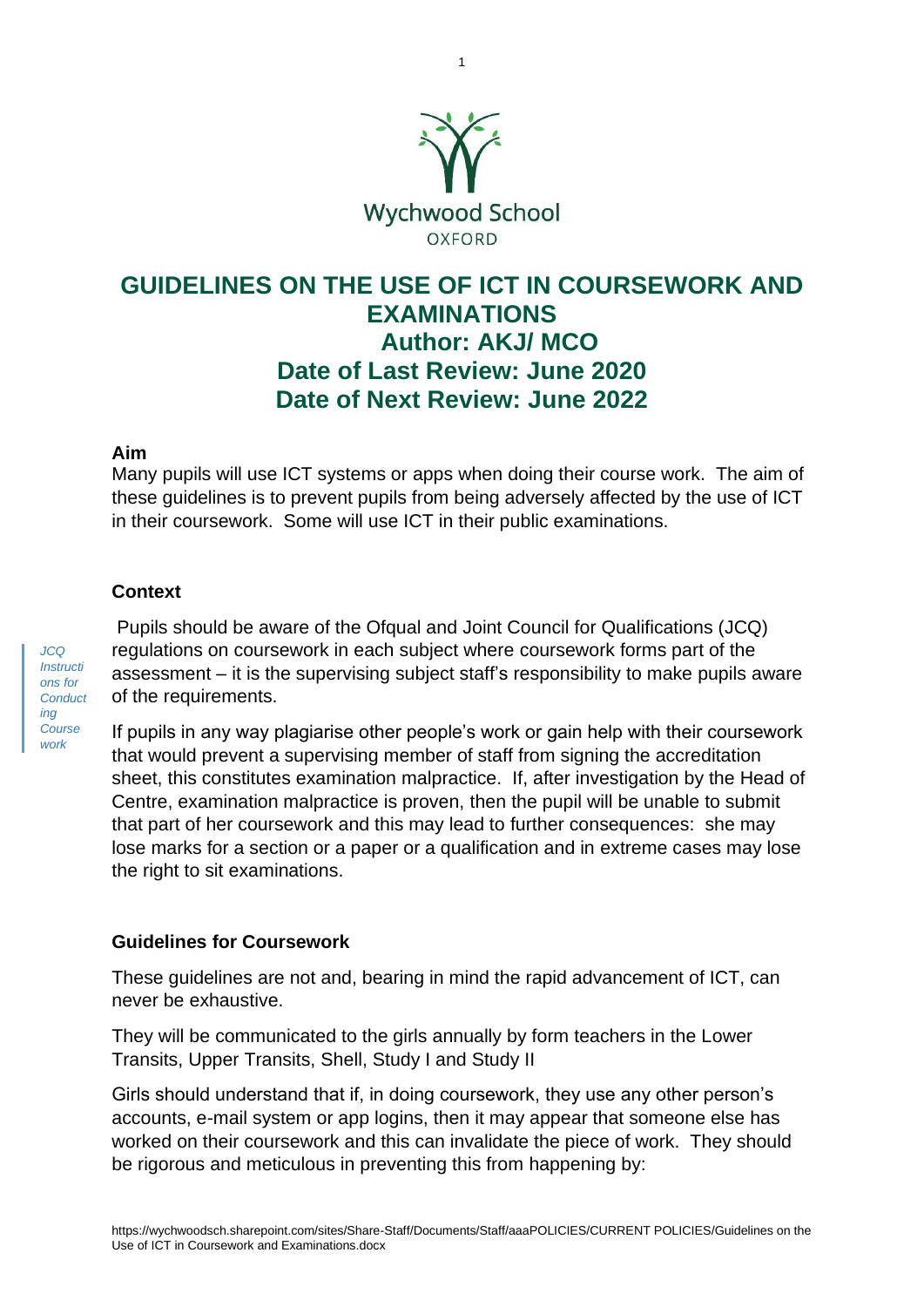Wychwood School

OXFORD

# GUIDELINES ON THE USE OF ICT IN COURSEWORK AND EXAMINATIONS

**Author: AKJ/ MCO**

**Date of Last Review: June 2020**

**Date of Next Review: June 2022**

## Aim

Many pupils will use ICT systems or apps when doing their course work. The aim of these guidelines is to prevent pupils from being adversely affected by the use of ICT in their coursework. Some will use ICT in their public examinations.

## Context

*JCQ Instructions for Conducting Coursework*

Pupils should be aware of the Ofqual and Joint Council for Qualifications (JCQ) regulations on coursework in each subject where coursework forms part of the assessment – it is the supervising subject staff's responsibility to make pupils aware of the requirements.

If pupils in any way plagiarise other people's work or gain help with their coursework that would prevent a supervising member of staff from signing the accreditation sheet, this constitutes examination malpractice. If, after investigation by the Head of Centre, examination malpractice is proven, then the pupil will be unable to submit that part of her coursework and this may lead to further consequences: she may lose marks for a section or a paper or a qualification and in extreme cases may lose the right to sit examinations.

## Guidelines for Coursework

These guidelines are not and, bearing in mind the rapid advancement of ICT, can never be exhaustive.

They will be communicated to the girls annually by form teachers in the Lower Transits, Upper Transits, Shell, Study I and Study II

Girls should understand that if, in doing coursework, they use any other person's accounts, e-mail system or app logins, then it may appear that someone else has worked on their coursework and this can invalidate the piece of work. They should be rigorous and meticulous in preventing this from happening by: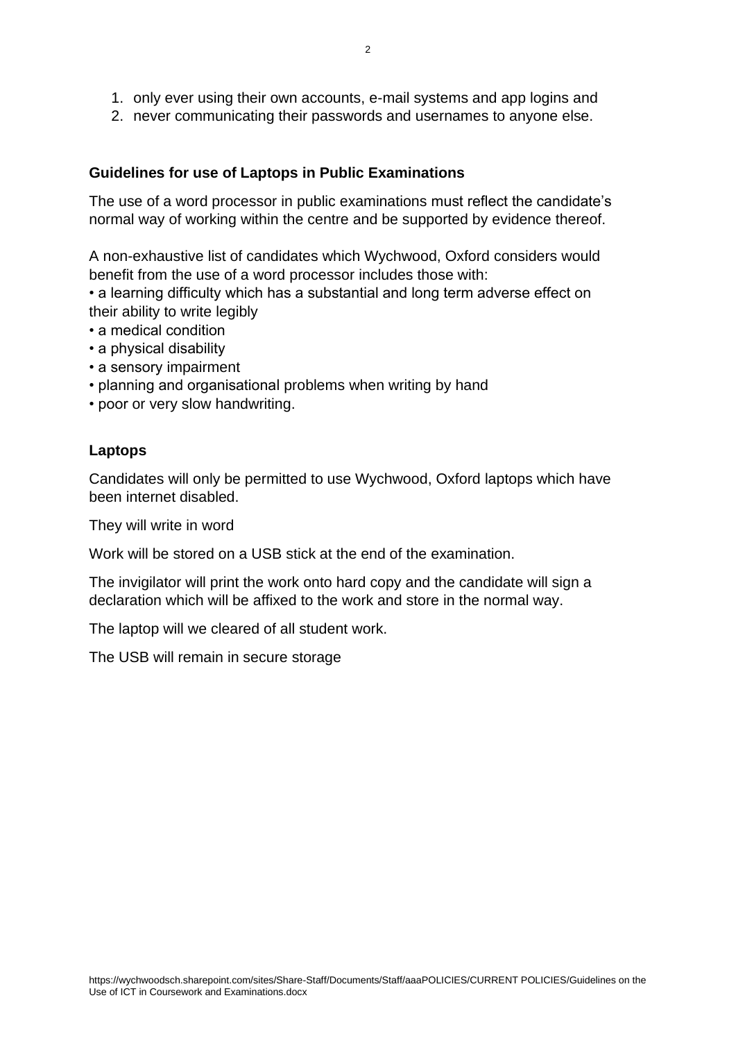1. only ever using their own accounts, e-mail systems and app logins and
2. never communicating their passwords and usernames to anyone else.

**Guidelines for use of Laptops in Public Examinations**

The use of a word processor in public examinations must reflect the candidate's normal way of working within the centre and be supported by evidence thereof.

A non-exhaustive list of candidates which Wychwood, Oxford considers would benefit from the use of a word processor includes those with:

• a learning difficulty which has a substantial and long term adverse effect on their ability to write legibly
• a medical condition
• a physical disability
• a sensory impairment
• planning and organisational problems when writing by hand
• poor or very slow handwriting.

**Laptops**

Candidates will only be permitted to use Wychwood, Oxford laptops which have been internet disabled.

They will write in word

Work will be stored on a USB stick at the end of the examination.

The invigilator will print the work onto hard copy and the candidate will sign a declaration which will be affixed to the work and store in the normal way.

The laptop will we cleared of all student work.

The USB will remain in secure storage